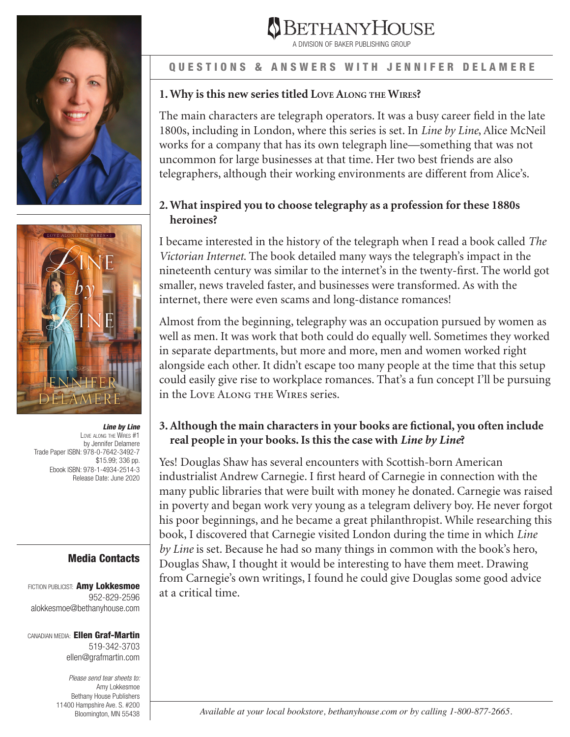# BETHANYHOUSE

A DIVISION OF BAKER PUBLISHING GROUP

## QUESTIONS & ANSWERS WITH JENNIFER DELAMERE

### 1. Why is this new series titled Love Along the Wires?

The main characters are telegraph operators. It was a busy career field in the late 1800s, including in London, where this series is set. In *Line by Line*, Alice McNeil works for a company that has its own telegraph line—something that was not uncommon for large businesses at that time. Her two best friends are also telegraphers, although their working environments are different from Alice's.

### 2. What inspired you to choose telegraphy as a profession for these 1880s heroines?

I became interested in the history of the telegraph when I read a book called *The Victorian Internet*. The book detailed many ways the telegraph's impact in the nineteenth century was similar to the internet's in the twenty-first. The world got smaller, news traveled faster, and businesses were transformed. As with the internet, there were even scams and long-distance romances!

Almost from the beginning, telegraphy was an occupation pursued by women as well as men. It was work that both could do equally well. Sometimes they worked in separate departments, but more and more, men and women worked right alongside each other. It didn't escape too many people at the time that this setup could easily give rise to workplace romances. That's a fun concept I'll be pursuing in the Love Along the Wires series.

### 3. Although the main characters in your books are fictional, you often include real people in your books. Is this the case with *Line by Line*?

Yes! Douglas Shaw has several encounters with Scottish-born American industrialist Andrew Carnegie. I first heard of Carnegie in connection with the many public libraries that were built with money he donated. Carnegie was raised in poverty and began work very young as a telegram delivery boy. He never forgot his poor beginnings, and he became a great philanthropist. While researching this book, I discovered that Carnegie visited London during the time in which *Line by Line* is set. Because he had so many things in common with the book's hero, Douglas Shaw, I thought it would be interesting to have them meet. Drawing from Carnegie's own writings, I found he could give Douglas some good advice at a critical time.

***Line by Line***
Love Along the Wires #1
by Jennifer Delamere
Trade Paper ISBN: 978-0-7642-3492-7
$15.99; 336 pp.
Ebook ISBN: 978-1-4934-2514-3
Release Date: June 2020

**Media Contacts**

Fiction Publicist: **Amy Lokkesmoe**
952-829-2596
alokkesmoe@bethanyhouse.com

Canadian Media: **Ellen Graf-Martin**
519-342-3703
ellen@grafmartin.com

*Please send tear sheets to:*
Amy Lokkesmoe
Bethany House Publishers
11400 Hampshire Ave. S. #200
Bloomington, MN 55438

*Available at your local bookstore, bethanyhouse.com or by calling 1-800-877-2665.*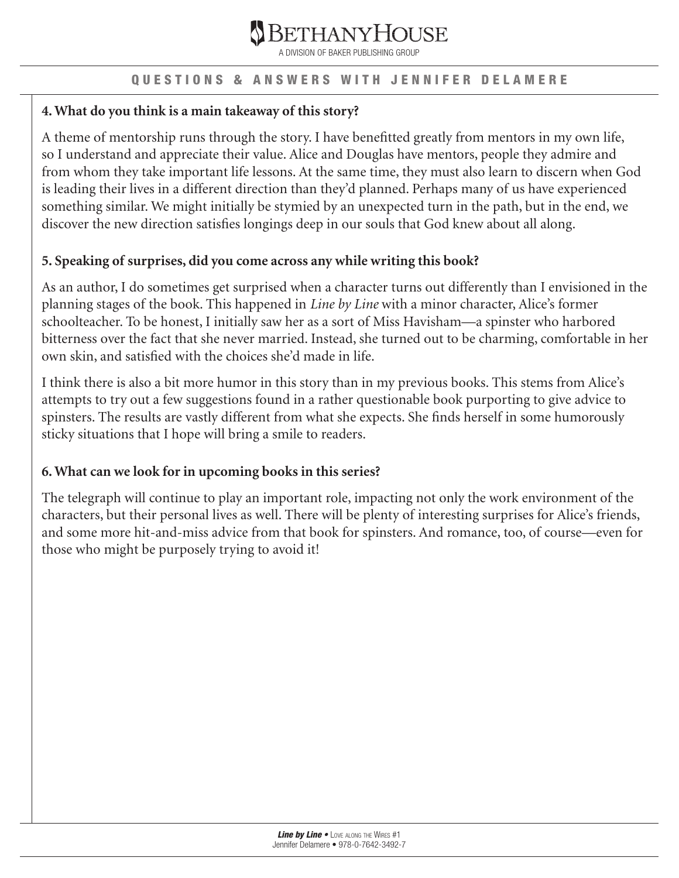**4. What do you think is a main takeaway of this story?**

A theme of mentorship runs through the story. I have benefitted greatly from mentors in my own life, so I understand and appreciate their value. Alice and Douglas have mentors, people they admire and from whom they take important life lessons. At the same time, they must also learn to discern when God is leading their lives in a different direction than they'd planned. Perhaps many of us have experienced something similar. We might initially be stymied by an unexpected turn in the path, but in the end, we discover the new direction satisfies longings deep in our souls that God knew about all along.

**5. Speaking of surprises, did you come across any while writing this book?**

As an author, I do sometimes get surprised when a character turns out differently than I envisioned in the planning stages of the book. This happened in *Line by Line* with a minor character, Alice's former schoolteacher. To be honest, I initially saw her as a sort of Miss Havisham—a spinster who harbored bitterness over the fact that she never married. Instead, she turned out to be charming, comfortable in her own skin, and satisfied with the choices she'd made in life.

I think there is also a bit more humor in this story than in my previous books. This stems from Alice's attempts to try out a few suggestions found in a rather questionable book purporting to give advice to spinsters. The results are vastly different from what she expects. She finds herself in some humorously sticky situations that I hope will bring a smile to readers.

**6. What can we look for in upcoming books in this series?**

The telegraph will continue to play an important role, impacting not only the work environment of the characters, but their personal lives as well. There will be plenty of interesting surprises for Alice's friends, and some more hit-and-miss advice from that book for spinsters. And romance, too, of course—even for those who might be purposely trying to avoid it!